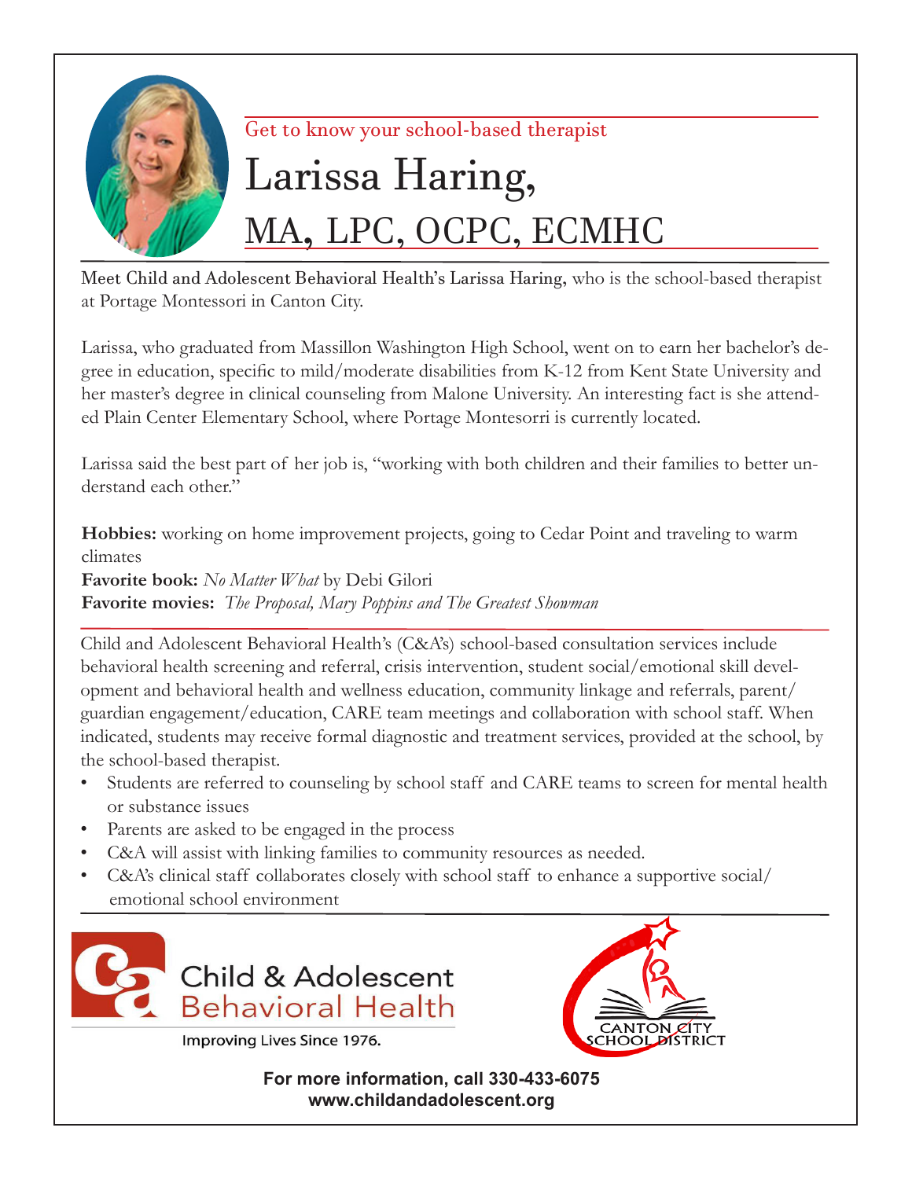Get to know your school-based therapist

# Larissa Haring, MA, LPC, OCPC, ECMHC

Meet Child and Adolescent Behavioral Health's Larissa Haring, who is the school-based therapist at Portage Montessori in Canton City.

Larissa, who graduated from Massillon Washington High School, went on to earn her bachelor's degree in education, specific to mild/moderate disabilities from K-12 from Kent State University and her master's degree in clinical counseling from Malone University. An interesting fact is she attended Plain Center Elementary School, where Portage Montesorri is currently located.

Larissa said the best part of her job is, "working with both children and their families to better understand each other."

**Hobbies:** working on home improvement projects, going to Cedar Point and traveling to warm climates
**Favorite book:** *No Matter What* by Debi Gilori
**Favorite movies:** *The Proposal, Mary Poppins and The Greatest Showman*

Child and Adolescent Behavioral Health's (C&A's) school-based consultation services include behavioral health screening and referral, crisis intervention, student social/emotional skill development and behavioral health and wellness education, community linkage and referrals, parent/guardian engagement/education, CARE team meetings and collaboration with school staff. When indicated, students may receive formal diagnostic and treatment services, provided at the school, by the school-based therapist.

- Students are referred to counseling by school staff and CARE teams to screen for mental health or substance issues
- Parents are asked to be engaged in the process
- C&A will assist with linking families to community resources as needed.
- C&A's clinical staff collaborates closely with school staff to enhance a supportive social/emotional school environment

Child & Adolescent Behavioral Health
Improving Lives Since 1976.

CANTON CITY SCHOOL DISTRICT

**For more information, call 330-433-6075**
**www.childandadolescent.org**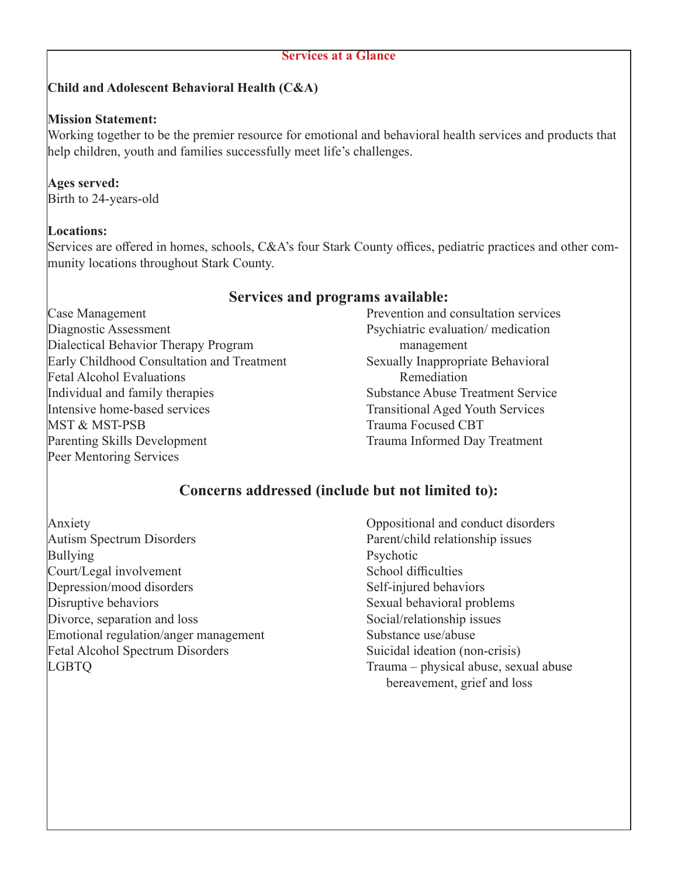## Services at a Glance

**Child and Adolescent Behavioral Health (C&A)**

**Mission Statement:**
Working together to be the premier resource for emotional and behavioral health services and products that help children, youth and families successfully meet life's challenges.

**Ages served:**
Birth to 24-years-old

**Locations:**
Services are offered in homes, schools, C&A's four Stark County offices, pediatric practices and other community locations throughout Stark County.

### Services and programs available:

Case Management
Diagnostic Assessment
Dialectical Behavior Therapy Program
Early Childhood Consultation and Treatment
Fetal Alcohol Evaluations
Individual and family therapies
Intensive home-based services
MST & MST-PSB
Parenting Skills Development
Peer Mentoring Services
Prevention and consultation services
Psychiatric evaluation/ medication management
Sexually Inappropriate Behavioral Remediation
Substance Abuse Treatment Service
Transitional Aged Youth Services
Trauma Focused CBT
Trauma Informed Day Treatment

### Concerns addressed (include but not limited to):

Anxiety
Autism Spectrum Disorders
Bullying
Court/Legal involvement
Depression/mood disorders
Disruptive behaviors
Divorce, separation and loss
Emotional regulation/anger management
Fetal Alcohol Spectrum Disorders
LGBTQ
Oppositional and conduct disorders
Parent/child relationship issues
Psychotic
School difficulties
Self-injured behaviors
Sexual behavioral problems
Social/relationship issues
Substance use/abuse
Suicidal ideation (non-crisis)
Trauma – physical abuse, sexual abuse bereavement, grief and loss